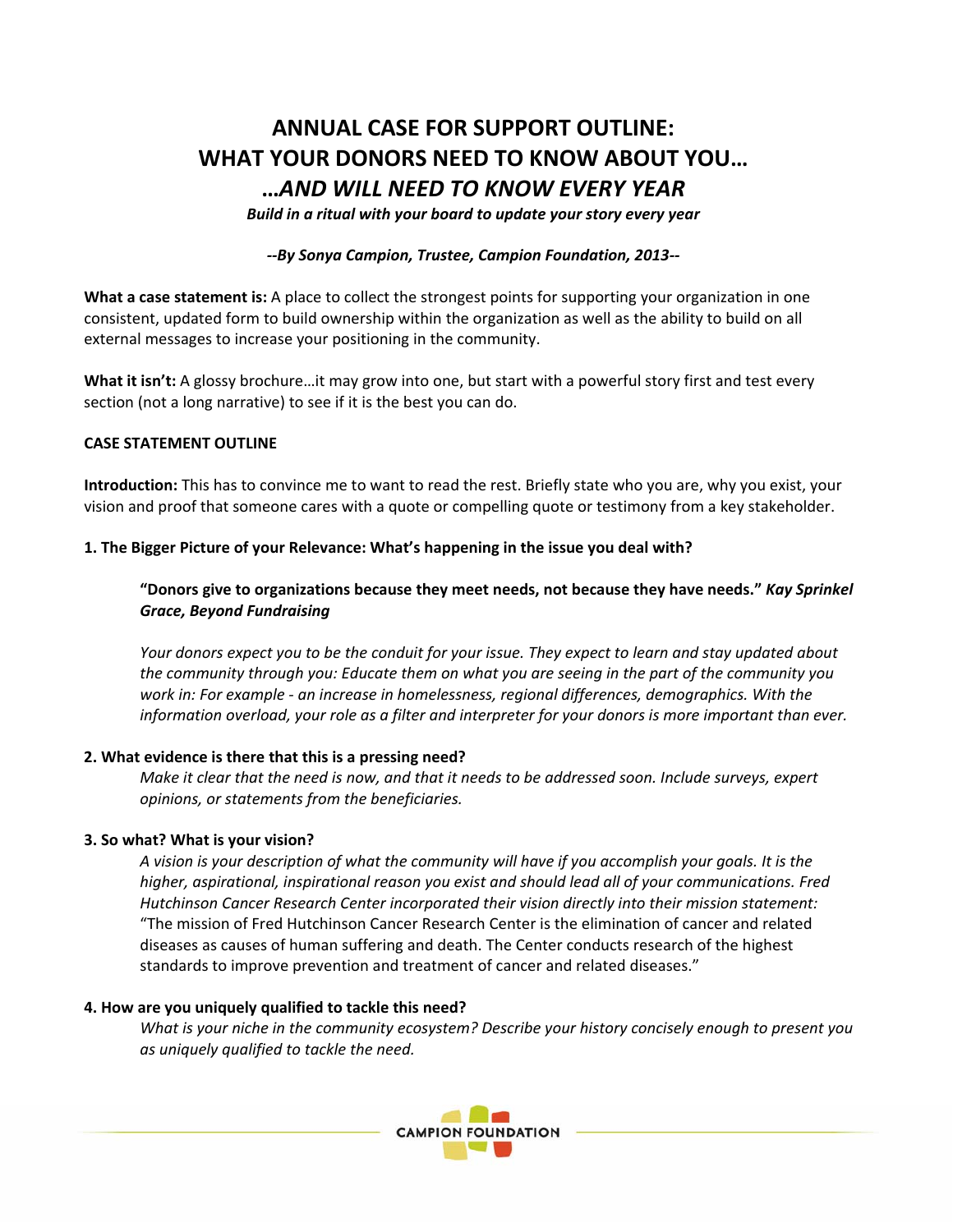# ANNUAL CASE FOR SUPPORT OUTLINE: WHAT YOUR DONORS NEED TO KNOW ABOUT YOU… …*AND WILL NEED TO KNOW EVERY YEAR*

***Build in a ritual with your board to update your story every year***

***--By Sonya Campion, Trustee, Campion Foundation, 2013--***

**What a case statement is:** A place to collect the strongest points for supporting your organization in one consistent, updated form to build ownership within the organization as well as the ability to build on all external messages to increase your positioning in the community.

**What it isn't:** A glossy brochure…it may grow into one, but start with a powerful story first and test every section (not a long narrative) to see if it is the best you can do.

**CASE STATEMENT OUTLINE**

**Introduction:** This has to convince me to want to read the rest. Briefly state who you are, why you exist, your vision and proof that someone cares with a quote or compelling quote or testimony from a key stakeholder.

**1. The Bigger Picture of your Relevance: What's happening in the issue you deal with?**

> **"Donors give to organizations because they meet needs, not because they have needs."** ***Kay Sprinkel Grace, Beyond Fundraising***
>
> *Your donors expect you to be the conduit for your issue. They expect to learn and stay updated about the community through you: Educate them on what you are seeing in the part of the community you work in: For example - an increase in homelessness, regional differences, demographics. With the information overload, your role as a filter and interpreter for your donors is more important than ever.*

**2. What evidence is there that this is a pressing need?**

> *Make it clear that the need is now, and that it needs to be addressed soon. Include surveys, expert opinions, or statements from the beneficiaries.*

**3. So what? What is your vision?**

> *A vision is your description of what the community will have if you accomplish your goals. It is the higher, aspirational, inspirational reason you exist and should lead all of your communications. Fred Hutchinson Cancer Research Center incorporated their vision directly into their mission statement:* "The mission of Fred Hutchinson Cancer Research Center is the elimination of cancer and related diseases as causes of human suffering and death. The Center conducts research of the highest standards to improve prevention and treatment of cancer and related diseases."

**4. How are you uniquely qualified to tackle this need?**

> *What is your niche in the community ecosystem? Describe your history concisely enough to present you as uniquely qualified to tackle the need.*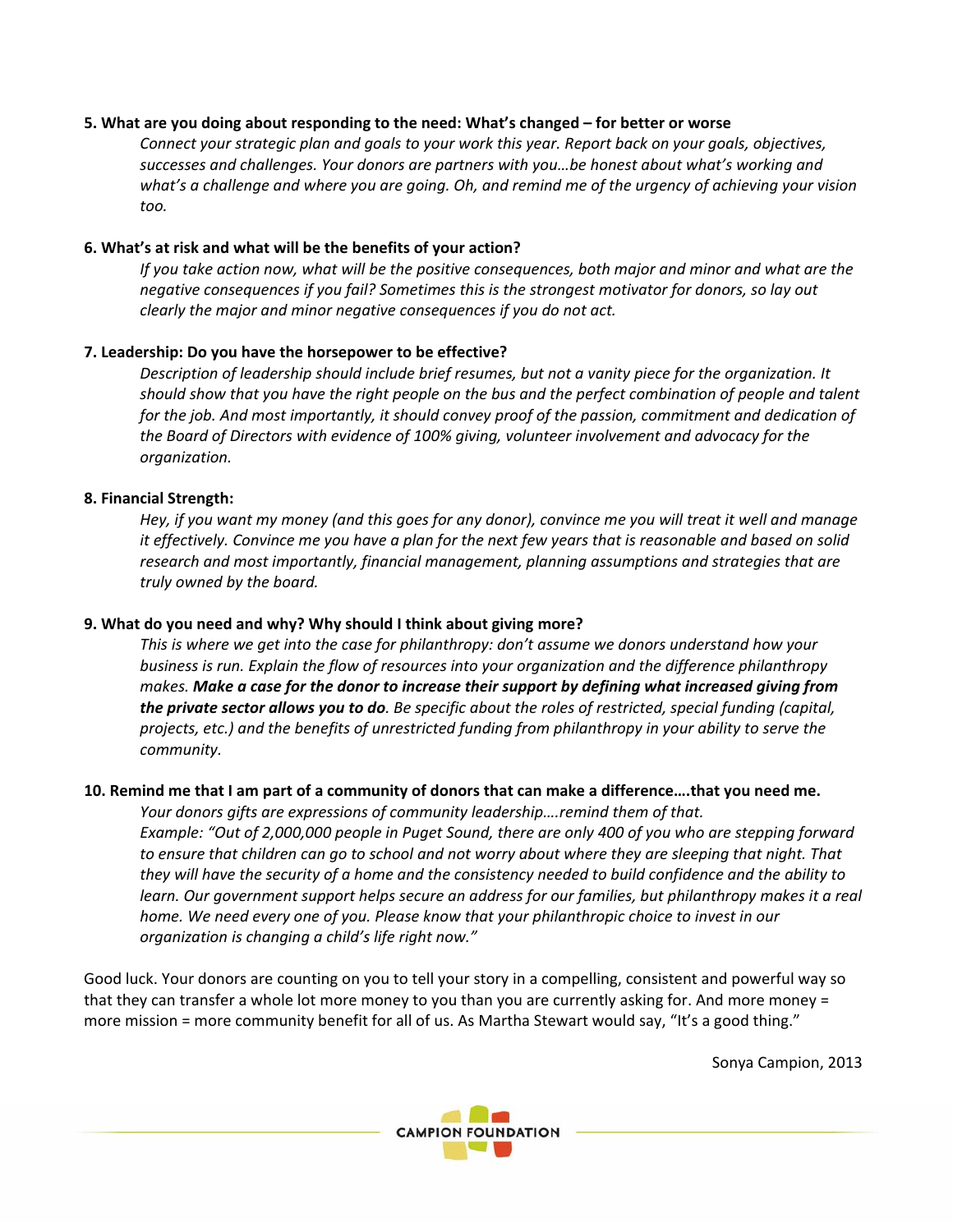**5. What are you doing about responding to the need: What's changed – for better or worse**

*Connect your strategic plan and goals to your work this year. Report back on your goals, objectives, successes and challenges. Your donors are partners with you…be honest about what's working and what's a challenge and where you are going. Oh, and remind me of the urgency of achieving your vision too.*

**6. What's at risk and what will be the benefits of your action?**

*If you take action now, what will be the positive consequences, both major and minor and what are the negative consequences if you fail? Sometimes this is the strongest motivator for donors, so lay out clearly the major and minor negative consequences if you do not act.*

**7. Leadership: Do you have the horsepower to be effective?**

*Description of leadership should include brief resumes, but not a vanity piece for the organization. It should show that you have the right people on the bus and the perfect combination of people and talent for the job. And most importantly, it should convey proof of the passion, commitment and dedication of the Board of Directors with evidence of 100% giving, volunteer involvement and advocacy for the organization.*

**8. Financial Strength:**

*Hey, if you want my money (and this goes for any donor), convince me you will treat it well and manage it effectively. Convince me you have a plan for the next few years that is reasonable and based on solid research and most importantly, financial management, planning assumptions and strategies that are truly owned by the board.*

**9. What do you need and why? Why should I think about giving more?**

*This is where we get into the case for philanthropy: don't assume we donors understand how your business is run. Explain the flow of resources into your organization and the difference philanthropy makes.* ***Make a case for the donor to increase their support by defining what increased giving from the private sector allows you to do****. Be specific about the roles of restricted, special funding (capital, projects, etc.) and the benefits of unrestricted funding from philanthropy in your ability to serve the community.*

**10. Remind me that I am part of a community of donors that can make a difference….that you need me.**

*Your donors gifts are expressions of community leadership….remind them of that.*
*Example: "Out of 2,000,000 people in Puget Sound, there are only 400 of you who are stepping forward to ensure that children can go to school and not worry about where they are sleeping that night. That they will have the security of a home and the consistency needed to build confidence and the ability to learn. Our government support helps secure an address for our families, but philanthropy makes it a real home. We need every one of you. Please know that your philanthropic choice to invest in our organization is changing a child's life right now."*

Good luck. Your donors are counting on you to tell your story in a compelling, consistent and powerful way so that they can transfer a whole lot more money to you than you are currently asking for. And more money = more mission = more community benefit for all of us. As Martha Stewart would say, "It's a good thing."

Sonya Campion, 2013

CAMPION FOUNDATION